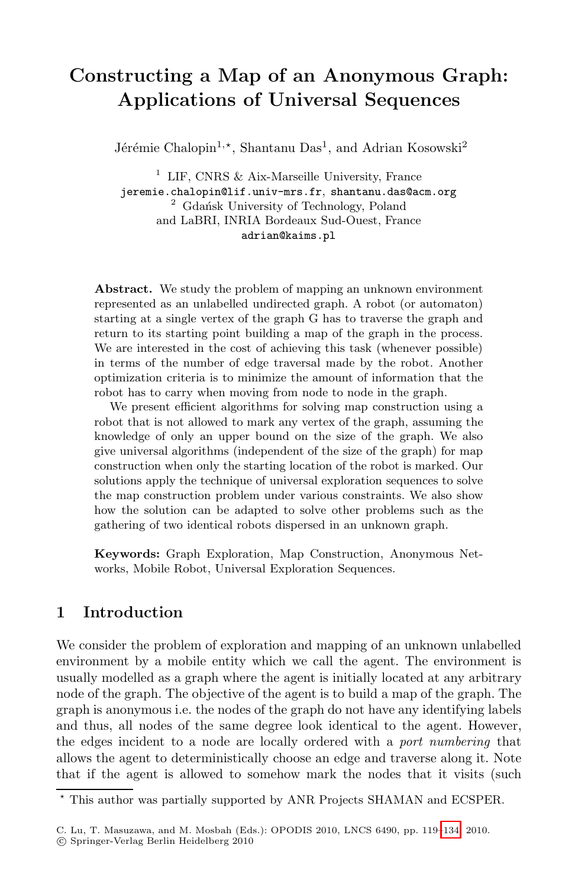# Constructing a Map of an Anonymous Graph: Applications of Universal Sequences

Jérémie Chalopin[1,⋆], Shantanu Das[1], and Adrian Kosowski[2]

[1] LIF, CNRS & Aix-Marseille University, France
jeremie.chalopin@lif.univ-mrs.fr, shantanu.das@acm.org
[2] Gdańsk University of Technology, Poland
and LaBRI, INRIA Bordeaux Sud-Ouest, France
adrian@kaims.pl

**Abstract.** We study the problem of mapping an unknown environment represented as an unlabelled undirected graph. A robot (or automaton) starting at a single vertex of the graph G has to traverse the graph and return to its starting point building a map of the graph in the process. We are interested in the cost of achieving this task (whenever possible) in terms of the number of edge traversal made by the robot. Another optimization criteria is to minimize the amount of information that the robot has to carry when moving from node to node in the graph.

We present efficient algorithms for solving map construction using a robot that is not allowed to mark any vertex of the graph, assuming the knowledge of only an upper bound on the size of the graph. We also give universal algorithms (independent of the size of the graph) for map construction when only the starting location of the robot is marked. Our solutions apply the technique of universal exploration sequences to solve the map construction problem under various constraints. We also show how the solution can be adapted to solve other problems such as the gathering of two identical robots dispersed in an unknown graph.

**Keywords:** Graph Exploration, Map Construction, Anonymous Networks, Mobile Robot, Universal Exploration Sequences.

## 1 Introduction

We consider the problem of exploration and mapping of an unknown unlabelled environment by a mobile entity which we call the agent. The environment is usually modelled as a graph where the agent is initially located at any arbitrary node of the graph. The objective of the agent is to build a map of the graph. The graph is anonymous i.e. the nodes of the graph do not have any identifying labels and thus, all nodes of the same degree look identical to the agent. However, the edges incident to a node are locally ordered with a *port numbering* that allows the agent to deterministically choose an edge and traverse along it. Note that if the agent is allowed to somehow mark the nodes that it visits (such

⋆ This author was partially supported by ANR Projects SHAMAN and ECSPER.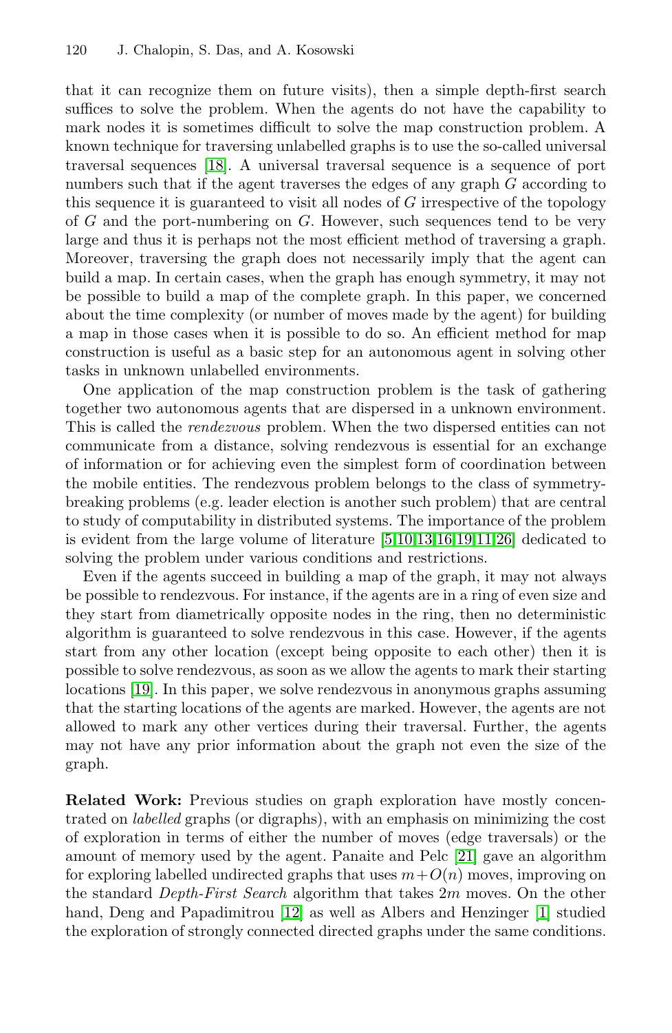that it can recognize them on future visits), then a simple depth-first search suffices to solve the problem. When the agents do not have the capability to mark nodes it is sometimes difficult to solve the map construction problem. A known technique for traversing unlabelled graphs is to use the so-called universal traversal sequences [18]. A universal traversal sequence is a sequence of port numbers such that if the agent traverses the edges of any graph $G$ according to this sequence it is guaranteed to visit all nodes of $G$ irrespective of the topology of $G$ and the port-numbering on $G$. However, such sequences tend to be very large and thus it is perhaps not the most efficient method of traversing a graph. Moreover, traversing the graph does not necessarily imply that the agent can build a map. In certain cases, when the graph has enough symmetry, it may not be possible to build a map of the complete graph. In this paper, we concerned about the time complexity (or number of moves made by the agent) for building a map in those cases when it is possible to do so. An efficient method for map construction is useful as a basic step for an autonomous agent in solving other tasks in unknown unlabelled environments.

One application of the map construction problem is the task of gathering together two autonomous agents that are dispersed in a unknown environment. This is called the *rendezvous* problem. When the two dispersed entities can not communicate from a distance, solving rendezvous is essential for an exchange of information or for achieving even the simplest form of coordination between the mobile entities. The rendezvous problem belongs to the class of symmetry-breaking problems (e.g. leader election is another such problem) that are central to study of computability in distributed systems. The importance of the problem is evident from the large volume of literature [5,10,13,16,19,11,26] dedicated to solving the problem under various conditions and restrictions.

Even if the agents succeed in building a map of the graph, it may not always be possible to rendezvous. For instance, if the agents are in a ring of even size and they start from diametrically opposite nodes in the ring, then no deterministic algorithm is guaranteed to solve rendezvous in this case. However, if the agents start from any other location (except being opposite to each other) then it is possible to solve rendezvous, as soon as we allow the agents to mark their starting locations [19]. In this paper, we solve rendezvous in anonymous graphs assuming that the starting locations of the agents are marked. However, the agents are not allowed to mark any other vertices during their traversal. Further, the agents may not have any prior information about the graph not even the size of the graph.

**Related Work:** Previous studies on graph exploration have mostly concentrated on *labelled* graphs (or digraphs), with an emphasis on minimizing the cost of exploration in terms of either the number of moves (edge traversals) or the amount of memory used by the agent. Panaite and Pelc [21] gave an algorithm for exploring labelled undirected graphs that uses $m+O(n)$ moves, improving on the standard *Depth-First Search* algorithm that takes $2m$ moves. On the other hand, Deng and Papadimitrou [12] as well as Albers and Henzinger [1] studied the exploration of strongly connected directed graphs under the same conditions.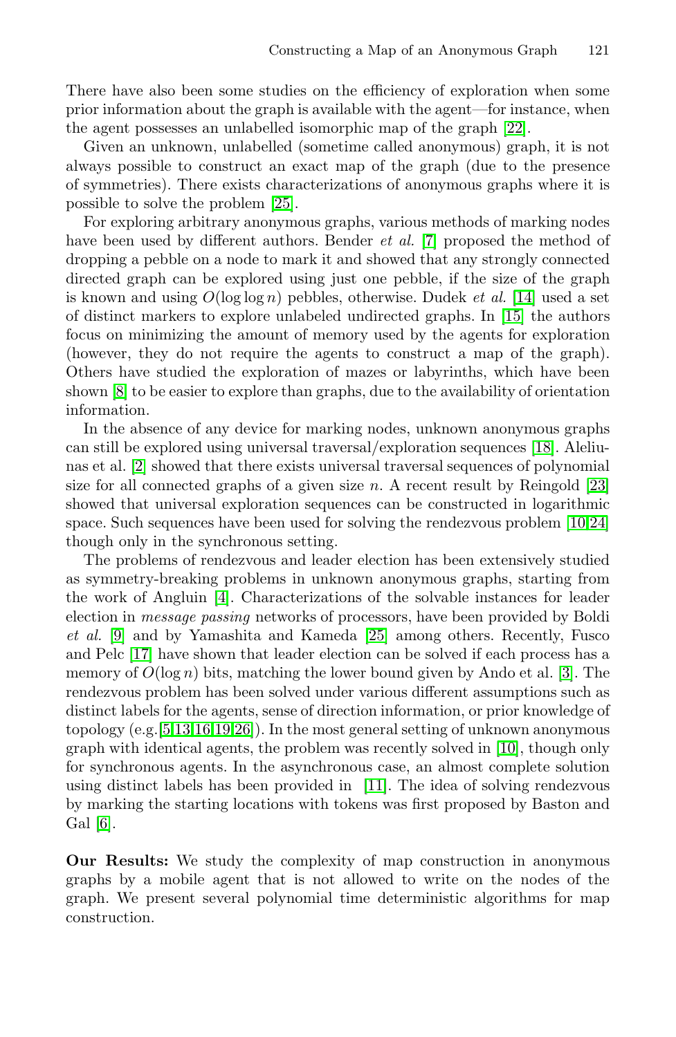There have also been some studies on the efficiency of exploration when some prior information about the graph is available with the agent—for instance, when the agent possesses an unlabelled isomorphic map of the graph [22].

Given an unknown, unlabelled (sometime called anonymous) graph, it is not always possible to construct an exact map of the graph (due to the presence of symmetries). There exists characterizations of anonymous graphs where it is possible to solve the problem [25].

For exploring arbitrary anonymous graphs, various methods of marking nodes have been used by different authors. Bender *et al.* [7] proposed the method of dropping a pebble on a node to mark it and showed that any strongly connected directed graph can be explored using just one pebble, if the size of the graph is known and using $O(\log \log n)$ pebbles, otherwise. Dudek *et al.* [14] used a set of distinct markers to explore unlabeled undirected graphs. In [15] the authors focus on minimizing the amount of memory used by the agents for exploration (however, they do not require the agents to construct a map of the graph). Others have studied the exploration of mazes or labyrinths, which have been shown [8] to be easier to explore than graphs, due to the availability of orientation information.

In the absence of any device for marking nodes, unknown anonymous graphs can still be explored using universal traversal/exploration sequences [18]. Aleliunas et al. [2] showed that there exists universal traversal sequences of polynomial size for all connected graphs of a given size $n$. A recent result by Reingold [23] showed that universal exploration sequences can be constructed in logarithmic space. Such sequences have been used for solving the rendezvous problem [10,24] though only in the synchronous setting.

The problems of rendezvous and leader election has been extensively studied as symmetry-breaking problems in unknown anonymous graphs, starting from the work of Angluin [4]. Characterizations of the solvable instances for leader election in *message passing* networks of processors, have been provided by Boldi *et al.* [9] and by Yamashita and Kameda [25] among others. Recently, Fusco and Pelc [17] have shown that leader election can be solved if each process has a memory of $O(\log n)$ bits, matching the lower bound given by Ando et al. [3]. The rendezvous problem has been solved under various different assumptions such as distinct labels for the agents, sense of direction information, or prior knowledge of topology (e.g.[5,13,16,19,26]). In the most general setting of unknown anonymous graph with identical agents, the problem was recently solved in [10], though only for synchronous agents. In the asynchronous case, an almost complete solution using distinct labels has been provided in [11]. The idea of solving rendezvous by marking the starting locations with tokens was first proposed by Baston and Gal [6].

**Our Results:** We study the complexity of map construction in anonymous graphs by a mobile agent that is not allowed to write on the nodes of the graph. We present several polynomial time deterministic algorithms for map construction.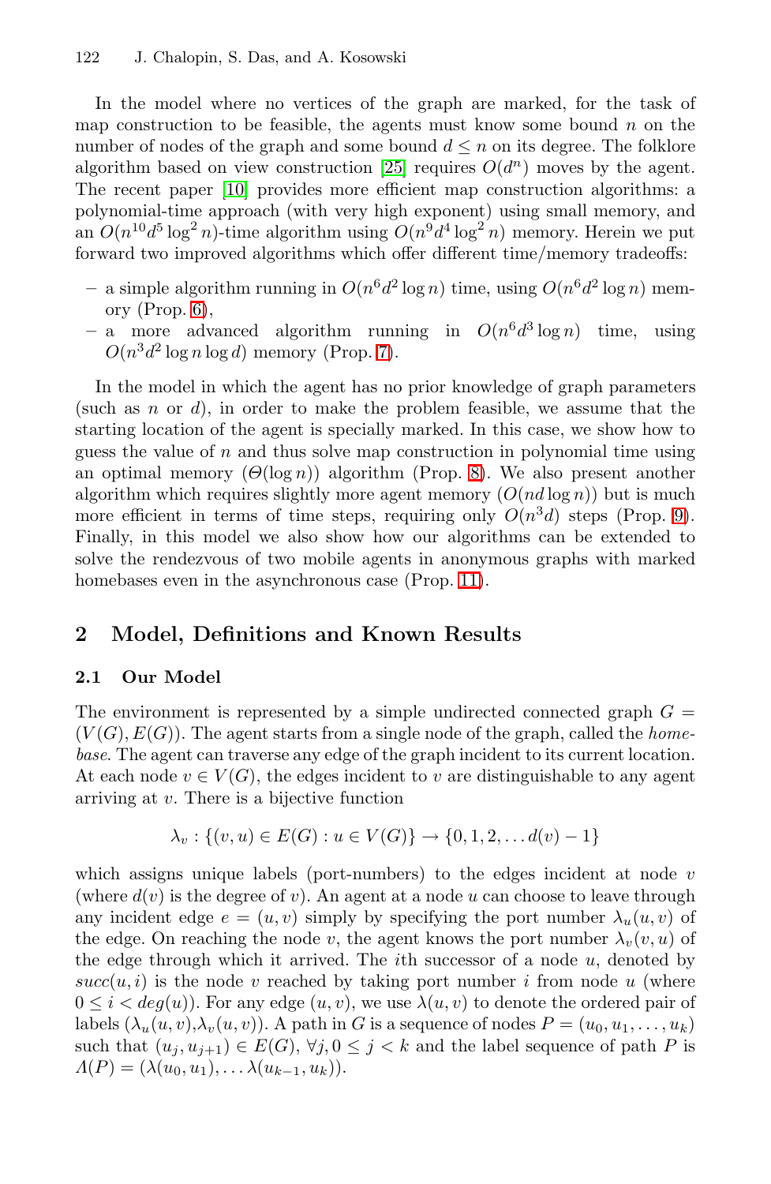In the model where no vertices of the graph are marked, for the task of map construction to be feasible, the agents must know some bound $n$ on the number of nodes of the graph and some bound $d \leq n$ on its degree. The folklore algorithm based on view construction [25] requires $O(d^n)$ moves by the agent. The recent paper [10] provides more efficient map construction algorithms: a polynomial-time approach (with very high exponent) using small memory, and an $O(n^{10}d^5 \log^2 n)$-time algorithm using $O(n^9 d^4 \log^2 n)$ memory. Herein we put forward two improved algorithms which offer different time/memory tradeoffs:

- a simple algorithm running in $O(n^6 d^2 \log n)$ time, using $O(n^6 d^2 \log n)$ memory (Prop. 6),
- a more advanced algorithm running in $O(n^6 d^3 \log n)$ time, using $O(n^3 d^2 \log n \log d)$ memory (Prop. 7).

In the model in which the agent has no prior knowledge of graph parameters (such as $n$ or $d$), in order to make the problem feasible, we assume that the starting location of the agent is specially marked. In this case, we show how to guess the value of $n$ and thus solve map construction in polynomial time using an optimal memory ($\Theta(\log n)$) algorithm (Prop. 8). We also present another algorithm which requires slightly more agent memory ($O(nd \log n)$) but is much more efficient in terms of time steps, requiring only $O(n^3 d)$ steps (Prop. 9). Finally, in this model we also show how our algorithms can be extended to solve the rendezvous of two mobile agents in anonymous graphs with marked homebases even in the asynchronous case (Prop. 11).

## 2 Model, Definitions and Known Results

### 2.1 Our Model

The environment is represented by a simple undirected connected graph $G = (V(G), E(G))$. The agent starts from a single node of the graph, called the *homebase*. The agent can traverse any edge of the graph incident to its current location. At each node $v \in V(G)$, the edges incident to $v$ are distinguishable to any agent arriving at $v$. There is a bijective function

$$\lambda_v : \{(v, u) \in E(G) : u \in V(G)\} \to \{0, 1, 2, \dots d(v) - 1\}$$

which assigns unique labels (port-numbers) to the edges incident at node $v$ (where $d(v)$ is the degree of $v$). An agent at a node $u$ can choose to leave through any incident edge $e = (u, v)$ simply by specifying the port number $\lambda_u(u, v)$ of the edge. On reaching the node $v$, the agent knows the port number $\lambda_v(v, u)$ of the edge through which it arrived. The $i$th successor of a node $u$, denoted by $succ(u, i)$ is the node $v$ reached by taking port number $i$ from node $u$ (where $0 \leq i < deg(u)$). For any edge $(u, v)$, we use $\lambda(u, v)$ to denote the ordered pair of labels $(\lambda_u(u, v), \lambda_v(u, v))$. A path in $G$ is a sequence of nodes $P = (u_0, u_1, \dots, u_k)$ such that $(u_j, u_{j+1}) \in E(G)$, $\forall j, 0 \leq j < k$ and the label sequence of path $P$ is $\Lambda(P) = (\lambda(u_0, u_1), \dots \lambda(u_{k-1}, u_k))$.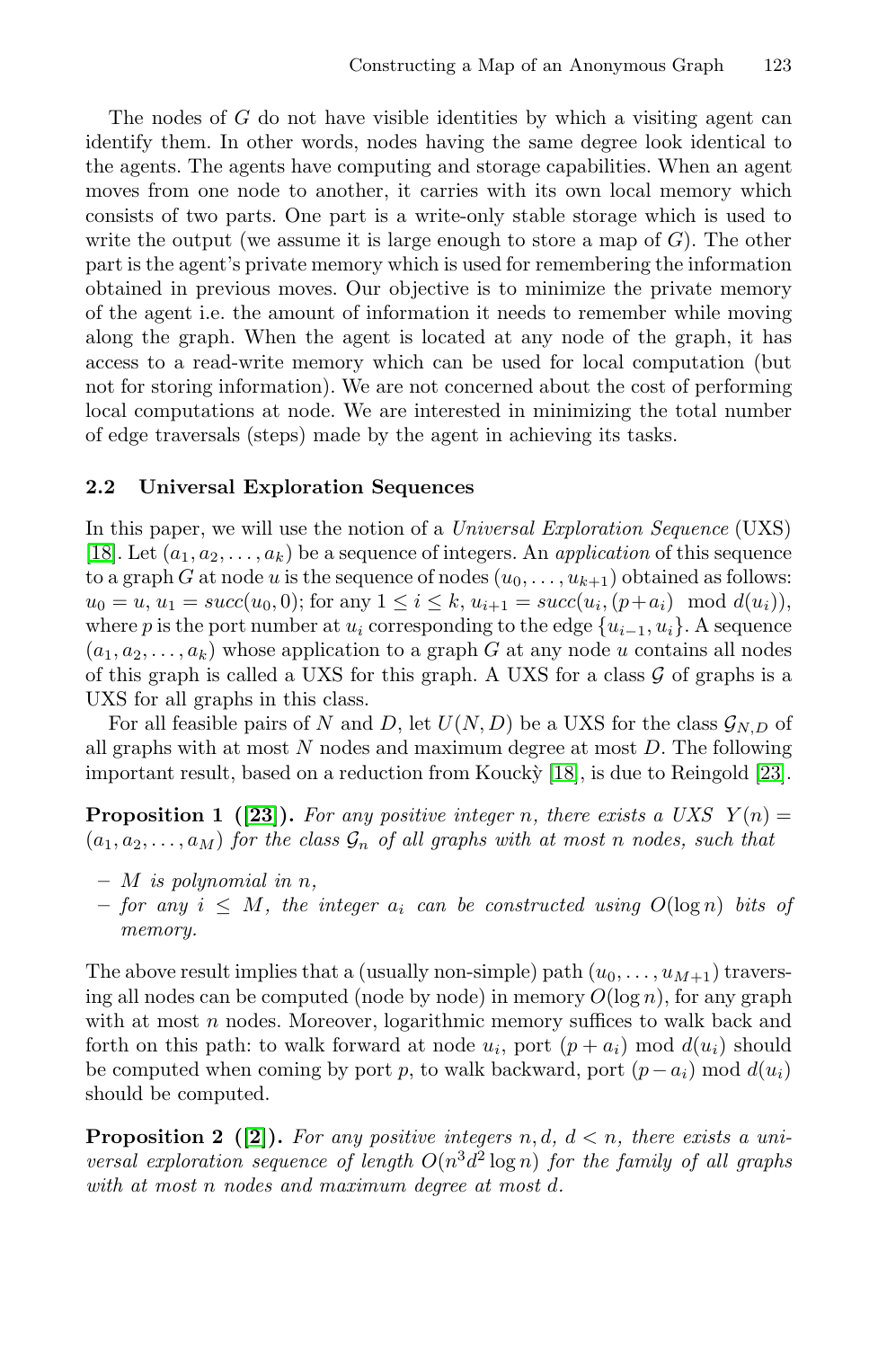The nodes of $G$ do not have visible identities by which a visiting agent can identify them. In other words, nodes having the same degree look identical to the agents. The agents have computing and storage capabilities. When an agent moves from one node to another, it carries with its own local memory which consists of two parts. One part is a write-only stable storage which is used to write the output (we assume it is large enough to store a map of $G$). The other part is the agent's private memory which is used for remembering the information obtained in previous moves. Our objective is to minimize the private memory of the agent i.e. the amount of information it needs to remember while moving along the graph. When the agent is located at any node of the graph, it has access to a read-write memory which can be used for local computation (but not for storing information). We are not concerned about the cost of performing local computations at node. We are interested in minimizing the total number of edge traversals (steps) made by the agent in achieving its tasks.

### 2.2 Universal Exploration Sequences

In this paper, we will use the notion of a *Universal Exploration Sequence* (UXS) [18]. Let $(a_1, a_2, \dots, a_k)$ be a sequence of integers. An *application* of this sequence to a graph $G$ at node $u$ is the sequence of nodes $(u_0, \dots, u_{k+1})$ obtained as follows: $u_0 = u$, $u_1 = succ(u_0, 0)$; for any $1 \leq i \leq k$, $u_{i+1} = succ(u_i, (p + a_i) \mod d(u_i))$, where $p$ is the port number at $u_i$ corresponding to the edge $\{u_{i-1}, u_i\}$. A sequence $(a_1, a_2, \dots, a_k)$ whose application to a graph $G$ at any node $u$ contains all nodes of this graph is called a UXS for this graph. A UXS for a class $\mathcal{G}$ of graphs is a UXS for all graphs in this class.

For all feasible pairs of $N$ and $D$, let $U(N, D)$ be a UXS for the class $\mathcal{G}_{N,D}$ of all graphs with at most $N$ nodes and maximum degree at most $D$. The following important result, based on a reduction from Kouckỳ [18], is due to Reingold [23].

**Proposition 1 ([23]).** *For any positive integer $n$, there exists a UXS $Y(n) = (a_1, a_2, \dots, a_M)$ for the class $\mathcal{G}_n$ of all graphs with at most $n$ nodes, such that*

- *$M$ is polynomial in $n$,*
- *for any $i \leq M$, the integer $a_i$ can be constructed using $O(\log n)$ bits of memory.*

The above result implies that a (usually non-simple) path $(u_0, \dots, u_{M+1})$ traversing all nodes can be computed (node by node) in memory $O(\log n)$, for any graph with at most $n$ nodes. Moreover, logarithmic memory suffices to walk back and forth on this path: to walk forward at node $u_i$, port $(p + a_i) \mod d(u_i)$ should be computed when coming by port $p$, to walk backward, port $(p - a_i) \mod d(u_i)$ should be computed.

**Proposition 2 ([2]).** *For any positive integers $n, d$, $d < n$, there exists a universal exploration sequence of length $O(n^3 d^2 \log n)$ for the family of all graphs with at most $n$ nodes and maximum degree at most $d$.*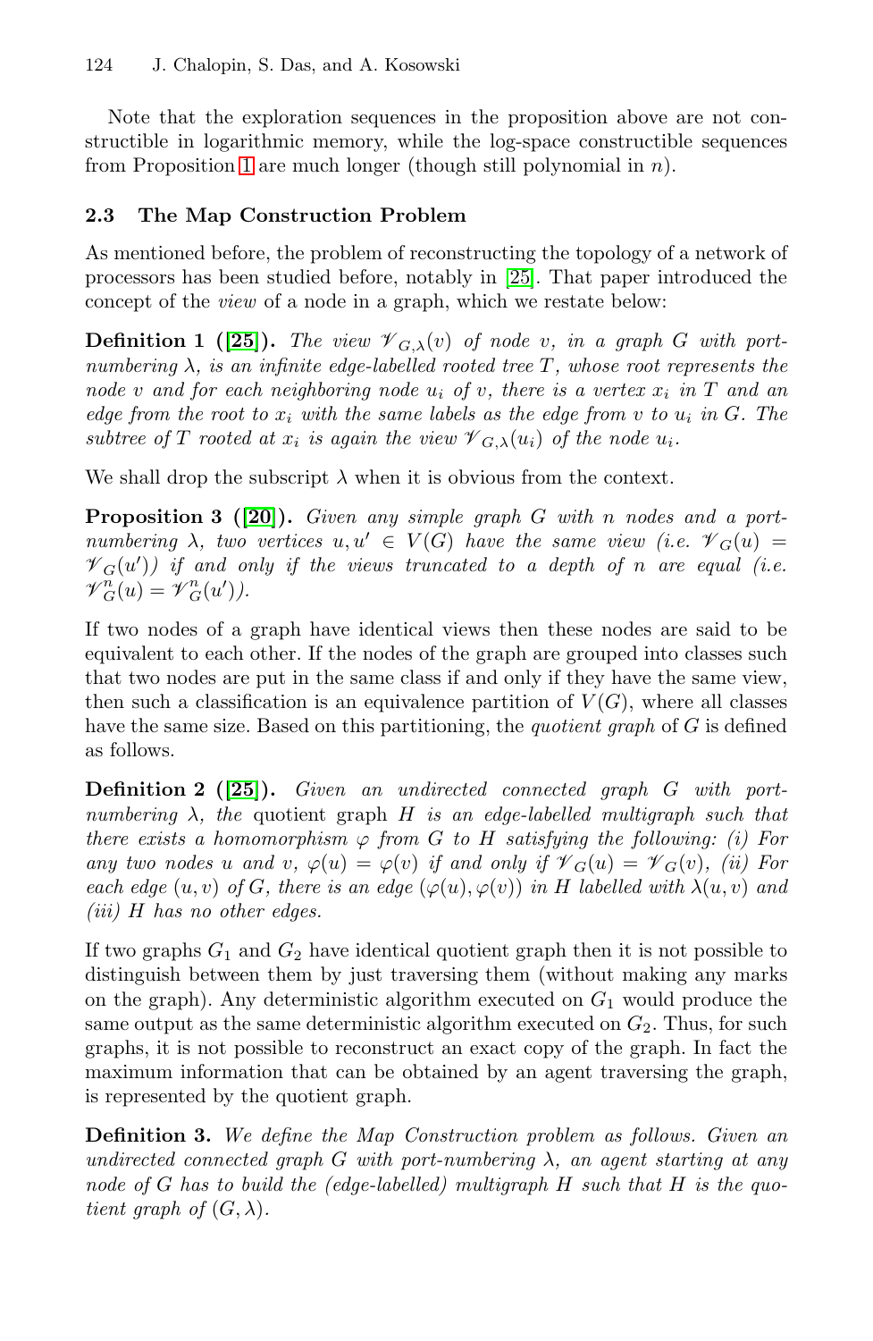Note that the exploration sequences in the proposition above are not constructible in logarithmic memory, while the log-space constructible sequences from Proposition 1 are much longer (though still polynomial in $n$).

### 2.3 The Map Construction Problem

As mentioned before, the problem of reconstructing the topology of a network of processors has been studied before, notably in [25]. That paper introduced the concept of the *view* of a node in a graph, which we restate below:

**Definition 1 ([25]).** *The view $\mathscr{V}_{G,\lambda}(v)$ of node $v$, in a graph $G$ with port-numbering $\lambda$, is an infinite edge-labelled rooted tree $T$, whose root represents the node $v$ and for each neighboring node $u_i$ of $v$, there is a vertex $x_i$ in $T$ and an edge from the root to $x_i$ with the same labels as the edge from $v$ to $u_i$ in $G$. The subtree of $T$ rooted at $x_i$ is again the view $\mathscr{V}_{G,\lambda}(u_i)$ of the node $u_i$.*

We shall drop the subscript $\lambda$ when it is obvious from the context.

**Proposition 3 ([20]).** *Given any simple graph $G$ with $n$ nodes and a port-numbering $\lambda$, two vertices $u, u' \in V(G)$ have the same view (i.e. $\mathscr{V}_G(u) = \mathscr{V}_G(u')$) if and only if the views truncated to a depth of $n$ are equal (i.e. $\mathscr{V}^n_G(u) = \mathscr{V}^n_G(u')$).*

If two nodes of a graph have identical views then these nodes are said to be equivalent to each other. If the nodes of the graph are grouped into classes such that two nodes are put in the same class if and only if they have the same view, then such a classification is an equivalence partition of $V(G)$, where all classes have the same size. Based on this partitioning, the *quotient graph* of $G$ is defined as follows.

**Definition 2 ([25]).** *Given an undirected connected graph $G$ with port-numbering $\lambda$, the* quotient graph *$H$ is an edge-labelled multigraph such that there exists a homomorphism $\varphi$ from $G$ to $H$ satisfying the following: (i) For any two nodes $u$ and $v$, $\varphi(u) = \varphi(v)$ if and only if $\mathscr{V}_G(u) = \mathscr{V}_G(v)$, (ii) For each edge $(u, v)$ of $G$, there is an edge $(\varphi(u), \varphi(v))$ in $H$ labelled with $\lambda(u, v)$ and (iii) $H$ has no other edges.*

If two graphs $G_1$ and $G_2$ have identical quotient graph then it is not possible to distinguish between them by just traversing them (without making any marks on the graph). Any deterministic algorithm executed on $G_1$ would produce the same output as the same deterministic algorithm executed on $G_2$. Thus, for such graphs, it is not possible to reconstruct an exact copy of the graph. In fact the maximum information that can be obtained by an agent traversing the graph, is represented by the quotient graph.

**Definition 3.** *We define the Map Construction problem as follows. Given an undirected connected graph $G$ with port-numbering $\lambda$, an agent starting at any node of $G$ has to build the (edge-labelled) multigraph $H$ such that $H$ is the quotient graph of $(G, \lambda)$.*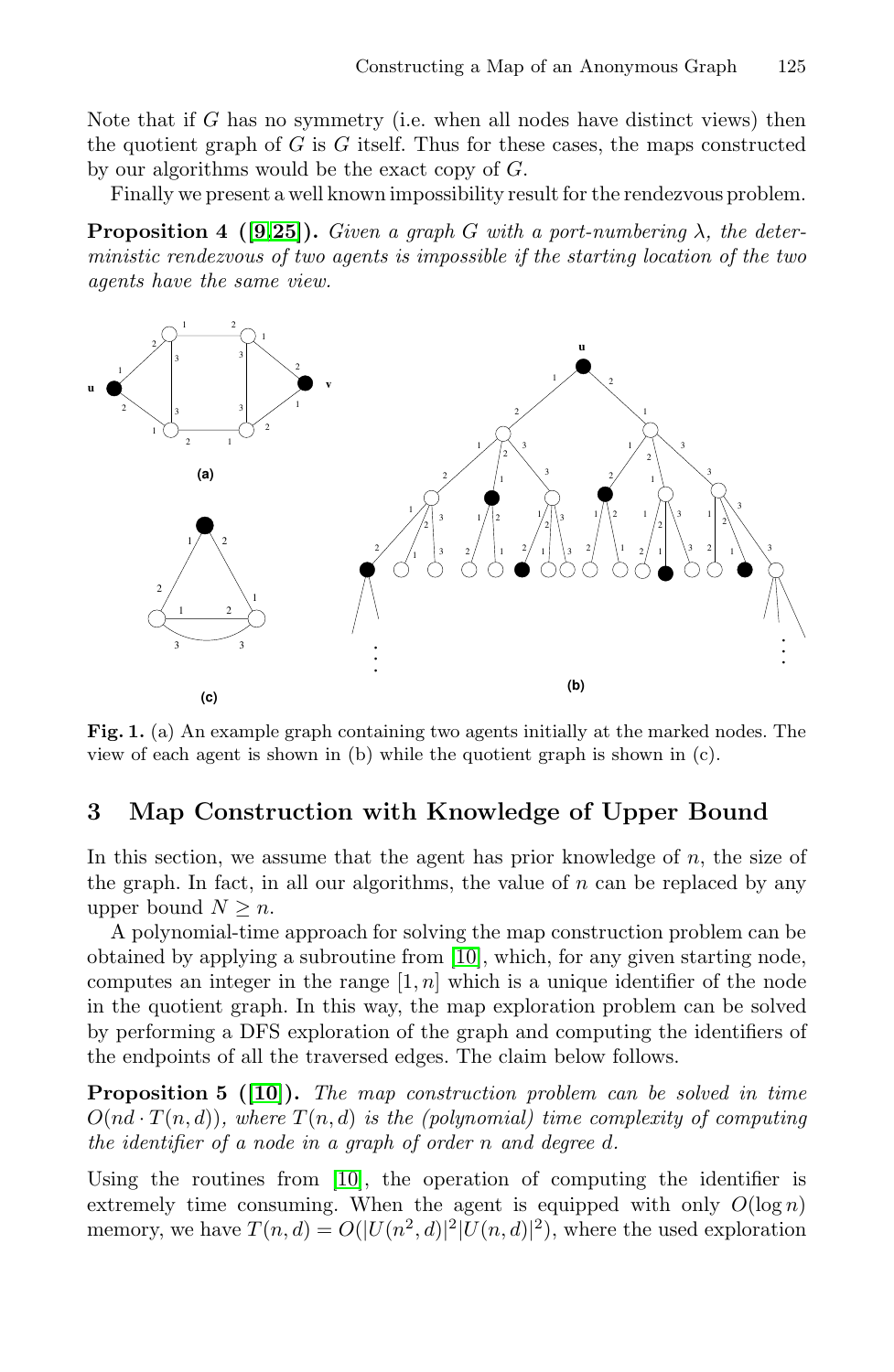Note that if $G$ has no symmetry (i.e. when all nodes have distinct views) then the quotient graph of $G$ is $G$ itself. Thus for these cases, the maps constructed by our algorithms would be the exact copy of $G$.

Finally we present a well known impossibility result for the rendezvous problem.

**Proposition 4 ([9,25]).** *Given a graph $G$ with a port-numbering $\lambda$, the deterministic rendezvous of two agents is impossible if the starting location of the two agents have the same view.*

**Fig. 1.** (a) An example graph containing two agents initially at the marked nodes. The view of each agent is shown in (b) while the quotient graph is shown in (c).

## 3 Map Construction with Knowledge of Upper Bound

In this section, we assume that the agent has prior knowledge of $n$, the size of the graph. In fact, in all our algorithms, the value of $n$ can be replaced by any upper bound $N \geq n$.

A polynomial-time approach for solving the map construction problem can be obtained by applying a subroutine from [10], which, for any given starting node, computes an integer in the range $[1, n]$ which is a unique identifier of the node in the quotient graph. In this way, the map exploration problem can be solved by performing a DFS exploration of the graph and computing the identifiers of the endpoints of all the traversed edges. The claim below follows.

**Proposition 5 ([10]).** *The map construction problem can be solved in time $O(nd \cdot T(n, d))$, where $T(n, d)$ is the (polynomial) time complexity of computing the identifier of a node in a graph of order $n$ and degree $d$.*

Using the routines from [10], the operation of computing the identifier is extremely time consuming. When the agent is equipped with only $O(\log n)$ memory, we have $T(n, d) = O(|U(n^2, d)|^2 |U(n, d)|^2)$, where the used exploration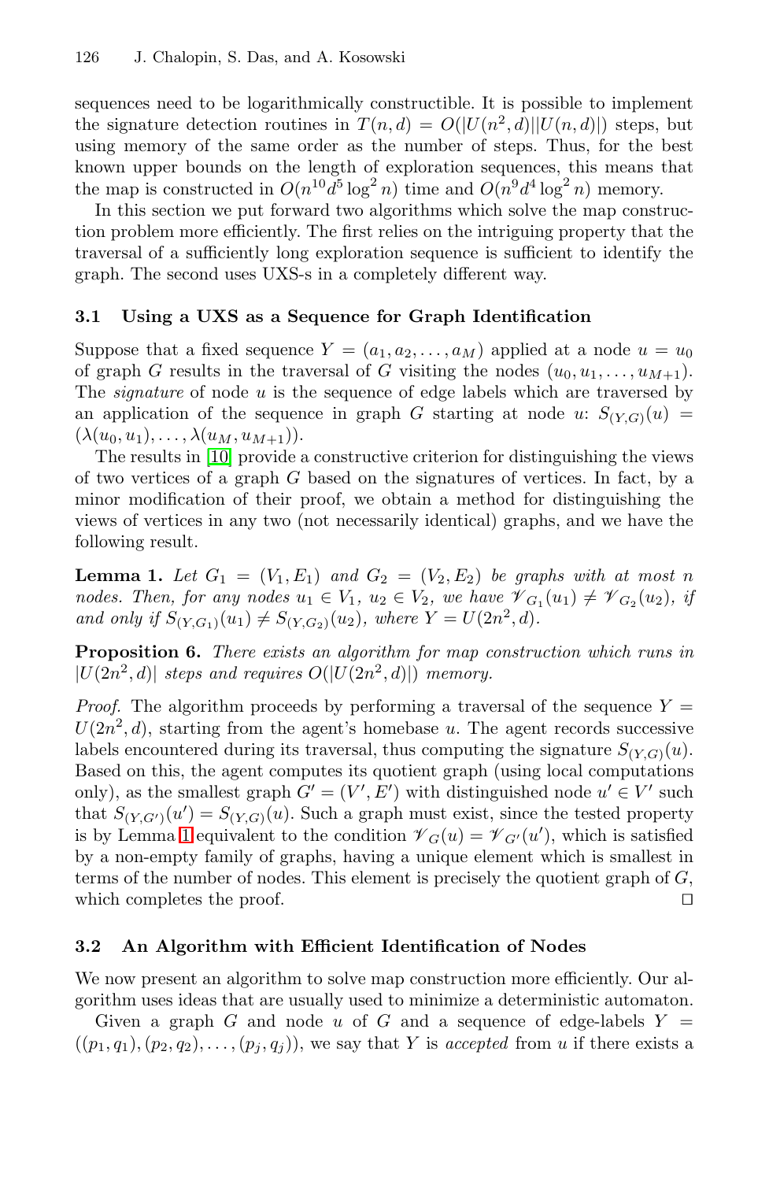sequences need to be logarithmically constructible. It is possible to implement the signature detection routines in $T(n, d) = O(|U(n^2, d)||U(n, d)|)$ steps, but using memory of the same order as the number of steps. Thus, for the best known upper bounds on the length of exploration sequences, this means that the map is constructed in $O(n^{10}d^5 \log^2 n)$ time and $O(n^9 d^4 \log^2 n)$ memory.

In this section we put forward two algorithms which solve the map construction problem more efficiently. The first relies on the intriguing property that the traversal of a sufficiently long exploration sequence is sufficient to identify the graph. The second uses UXS-s in a completely different way.

### 3.1 Using a UXS as a Sequence for Graph Identification

Suppose that a fixed sequence $Y = (a_1, a_2, \ldots, a_M)$ applied at a node $u = u_0$ of graph $G$ results in the traversal of $G$ visiting the nodes $(u_0, u_1, \ldots, u_{M+1})$. The *signature* of node $u$ is the sequence of edge labels which are traversed by an application of the sequence in graph $G$ starting at node $u$: $S_{(Y,G)}(u) = (\lambda(u_0, u_1), \ldots, \lambda(u_M, u_{M+1}))$.

The results in [10] provide a constructive criterion for distinguishing the views of two vertices of a graph $G$ based on the signatures of vertices. In fact, by a minor modification of their proof, we obtain a method for distinguishing the views of vertices in any two (not necessarily identical) graphs, and we have the following result.

**Lemma 1.** *Let $G_1 = (V_1, E_1)$ and $G_2 = (V_2, E_2)$ be graphs with at most $n$ nodes. Then, for any nodes $u_1 \in V_1$, $u_2 \in V_2$, we have $\mathscr{V}_{G_1}(u_1) \neq \mathscr{V}_{G_2}(u_2)$, if and only if $S_{(Y,G_1)}(u_1) \neq S_{(Y,G_2)}(u_2)$, where $Y = U(2n^2, d)$.*

**Proposition 6.** *There exists an algorithm for map construction which runs in $|U(2n^2, d)|$ steps and requires $O(|U(2n^2, d)|)$ memory.*

*Proof.* The algorithm proceeds by performing a traversal of the sequence $Y = U(2n^2, d)$, starting from the agent's homebase $u$. The agent records successive labels encountered during its traversal, thus computing the signature $S_{(Y,G)}(u)$. Based on this, the agent computes its quotient graph (using local computations only), as the smallest graph $G' = (V', E')$ with distinguished node $u' \in V'$ such that $S_{(Y,G')}(u') = S_{(Y,G)}(u)$. Such a graph must exist, since the tested property is by Lemma 1 equivalent to the condition $\mathscr{V}_G(u) = \mathscr{V}_{G'}(u')$, which is satisfied by a non-empty family of graphs, having a unique element which is smallest in terms of the number of nodes. This element is precisely the quotient graph of $G$, which completes the proof. $\square$

### 3.2 An Algorithm with Efficient Identification of Nodes

We now present an algorithm to solve map construction more efficiently. Our algorithm uses ideas that are usually used to minimize a deterministic automaton.

Given a graph $G$ and node $u$ of $G$ and a sequence of edge-labels $Y = ((p_1, q_1), (p_2, q_2), \ldots, (p_j, q_j))$, we say that $Y$ is *accepted* from $u$ if there exists a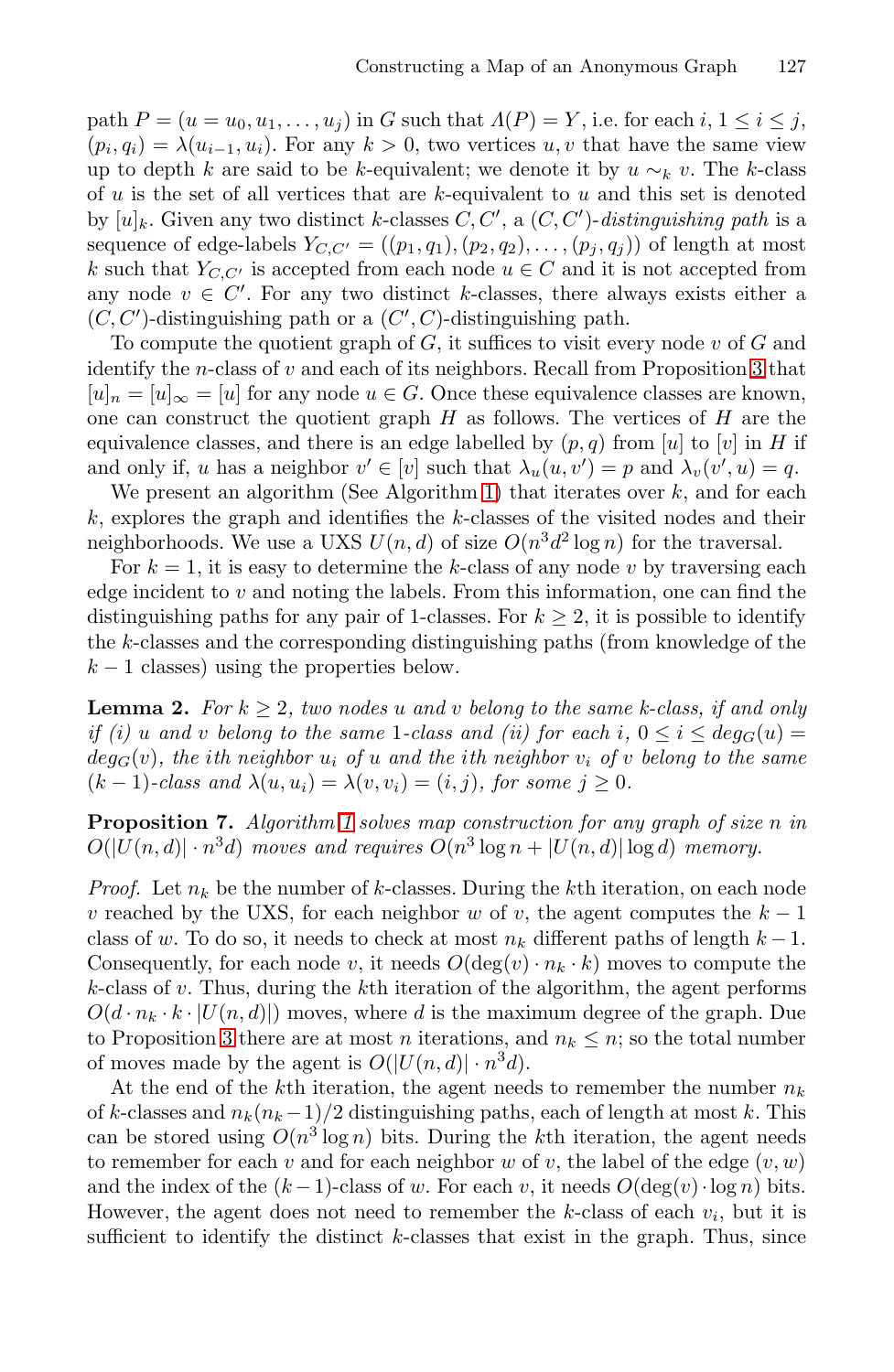path $P = (u = u_0, u_1, \ldots, u_j)$ in $G$ such that $\Lambda(P) = Y$, i.e. for each $i$, $1 \leq i \leq j$, $(p_i, q_i) = \lambda(u_{i-1}, u_i)$. For any $k > 0$, two vertices $u, v$ that have the same view up to depth $k$ are said to be $k$-equivalent; we denote it by $u \sim_k v$. The $k$-class of $u$ is the set of all vertices that are $k$-equivalent to $u$ and this set is denoted by $[u]_k$. Given any two distinct $k$-classes $C, C'$, a $(C, C')$-*distinguishing path* is a sequence of edge-labels $Y_{C,C'} = ((p_1, q_1), (p_2, q_2), \ldots, (p_j, q_j))$ of length at most $k$ such that $Y_{C,C'}$ is accepted from each node $u \in C$ and it is not accepted from any node $v \in C'$. For any two distinct $k$-classes, there always exists either a $(C, C')$-distinguishing path or a $(C', C)$-distinguishing path.

To compute the quotient graph of $G$, it suffices to visit every node $v$ of $G$ and identify the $n$-class of $v$ and each of its neighbors. Recall from Proposition 3 that $[u]_n = [u]_\infty = [u]$ for any node $u \in G$. Once these equivalence classes are known, one can construct the quotient graph $H$ as follows. The vertices of $H$ are the equivalence classes, and there is an edge labelled by $(p, q)$ from $[u]$ to $[v]$ in $H$ if and only if, $u$ has a neighbor $v' \in [v]$ such that $\lambda_u(u, v') = p$ and $\lambda_v(v', u) = q$.

We present an algorithm (See Algorithm 1) that iterates over $k$, and for each $k$, explores the graph and identifies the $k$-classes of the visited nodes and their neighborhoods. We use a UXS $U(n, d)$ of size $O(n^3 d^2 \log n)$ for the traversal.

For $k = 1$, it is easy to determine the $k$-class of any node $v$ by traversing each edge incident to $v$ and noting the labels. From this information, one can find the distinguishing paths for any pair of 1-classes. For $k \geq 2$, it is possible to identify the $k$-classes and the corresponding distinguishing paths (from knowledge of the $k-1$ classes) using the properties below.

**Lemma 2.** *For $k \geq 2$, two nodes $u$ and $v$ belong to the same $k$-class, if and only if (i) $u$ and $v$ belong to the same 1-class and (ii) for each $i$, $0 \leq i \leq deg_G(u) = deg_G(v)$, the $i$th neighbor $u_i$ of $u$ and the $i$th neighbor $v_i$ of $v$ belong to the same $(k-1)$-class and $\lambda(u, u_i) = \lambda(v, v_i) = (i, j)$, for some $j \geq 0$.*

**Proposition 7.** *Algorithm 1 solves map construction for any graph of size $n$ in $O(|U(n, d)| \cdot n^3 d)$ moves and requires $O(n^3 \log n + |U(n, d)| \log d)$ memory.*

*Proof.* Let $n_k$ be the number of $k$-classes. During the $k$th iteration, on each node $v$ reached by the UXS, for each neighbor $w$ of $v$, the agent computes the $k-1$ class of $w$. To do so, it needs to check at most $n_k$ different paths of length $k-1$. Consequently, for each node $v$, it needs $O(\deg(v) \cdot n_k \cdot k)$ moves to compute the $k$-class of $v$. Thus, during the $k$th iteration of the algorithm, the agent performs $O(d \cdot n_k \cdot k \cdot |U(n, d)|)$ moves, where $d$ is the maximum degree of the graph. Due to Proposition 3 there are at most $n$ iterations, and $n_k \leq n$; so the total number of moves made by the agent is $O(|U(n, d)| \cdot n^3 d)$.

At the end of the $k$th iteration, the agent needs to remember the number $n_k$ of $k$-classes and $n_k(n_k - 1)/2$ distinguishing paths, each of length at most $k$. This can be stored using $O(n^3 \log n)$ bits. During the $k$th iteration, the agent needs to remember for each $v$ and for each neighbor $w$ of $v$, the label of the edge $(v, w)$ and the index of the $(k-1)$-class of $w$. For each $v$, it needs $O(\deg(v) \cdot \log n)$ bits. However, the agent does not need to remember the $k$-class of each $v_i$, but it is sufficient to identify the distinct $k$-classes that exist in the graph. Thus, since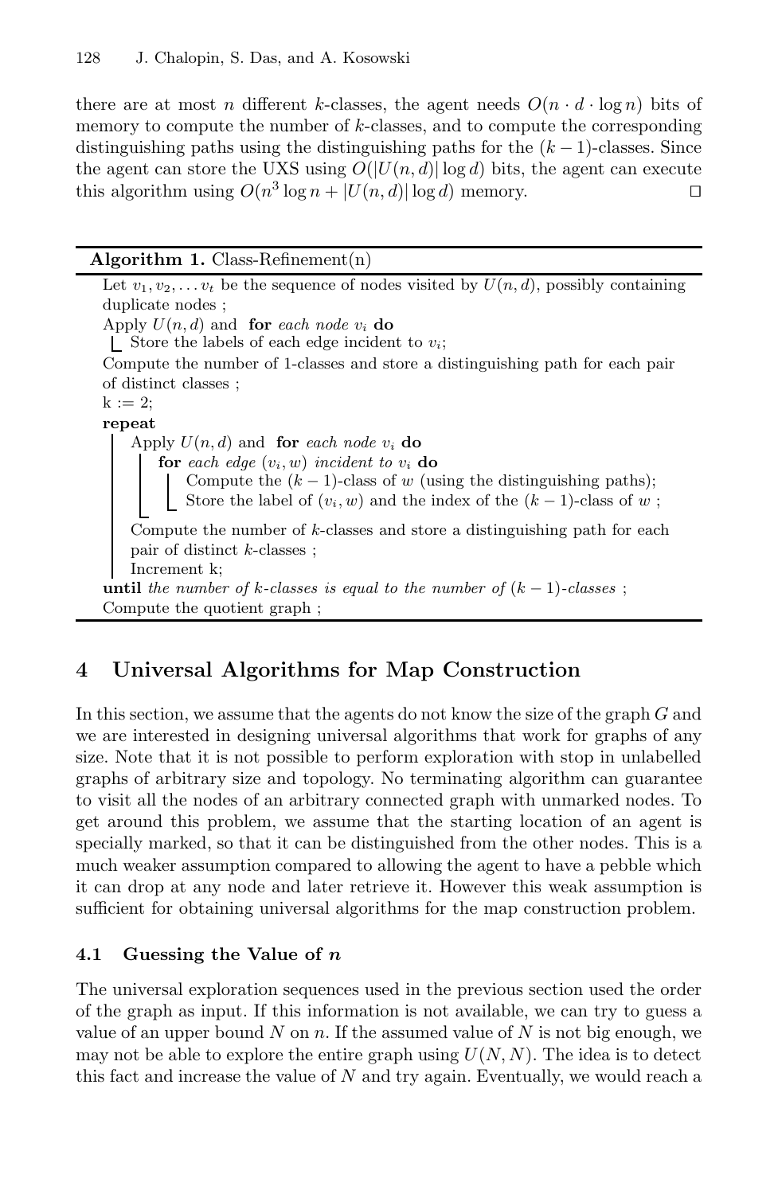there are at most $n$ different $k$-classes, the agent needs $O(n \cdot d \cdot \log n)$ bits of memory to compute the number of $k$-classes, and to compute the corresponding distinguishing paths using the distinguishing paths for the $(k-1)$-classes. Since the agent can store the UXS using $O(|U(n,d)| \log d)$ bits, the agent can execute this algorithm using $O(n^3 \log n + |U(n,d)| \log d)$ memory. ◻

**Algorithm 1.** Class-Refinement(n)

```
Let v_1, v_2, ... v_t be the sequence of nodes visited by U(n,d), possibly containing
duplicate nodes ;
Apply U(n,d) and for each node v_i do
    Store the labels of each edge incident to v_i;
Compute the number of 1-classes and store a distinguishing path for each pair
of distinct classes ;
k := 2;
repeat
    Apply U(n,d) and for each node v_i do
        for each edge (v_i, w) incident to v_i do
            Compute the (k-1)-class of w (using the distinguishing paths);
            Store the label of (v_i, w) and the index of the (k-1)-class of w ;
    Compute the number of k-classes and store a distinguishing path for each
    pair of distinct k-classes ;
    Increment k;
until the number of k-classes is equal to the number of (k-1)-classes ;
Compute the quotient graph ;
```

## 4 Universal Algorithms for Map Construction

In this section, we assume that the agents do not know the size of the graph $G$ and we are interested in designing universal algorithms that work for graphs of any size. Note that it is not possible to perform exploration with stop in unlabelled graphs of arbitrary size and topology. No terminating algorithm can guarantee to visit all the nodes of an arbitrary connected graph with unmarked nodes. To get around this problem, we assume that the starting location of an agent is specially marked, so that it can be distinguished from the other nodes. This is a much weaker assumption compared to allowing the agent to have a pebble which it can drop at any node and later retrieve it. However this weak assumption is sufficient for obtaining universal algorithms for the map construction problem.

### 4.1 Guessing the Value of $n$

The universal exploration sequences used in the previous section used the order of the graph as input. If this information is not available, we can try to guess a value of an upper bound $N$ on $n$. If the assumed value of $N$ is not big enough, we may not be able to explore the entire graph using $U(N,N)$. The idea is to detect this fact and increase the value of $N$ and try again. Eventually, we would reach a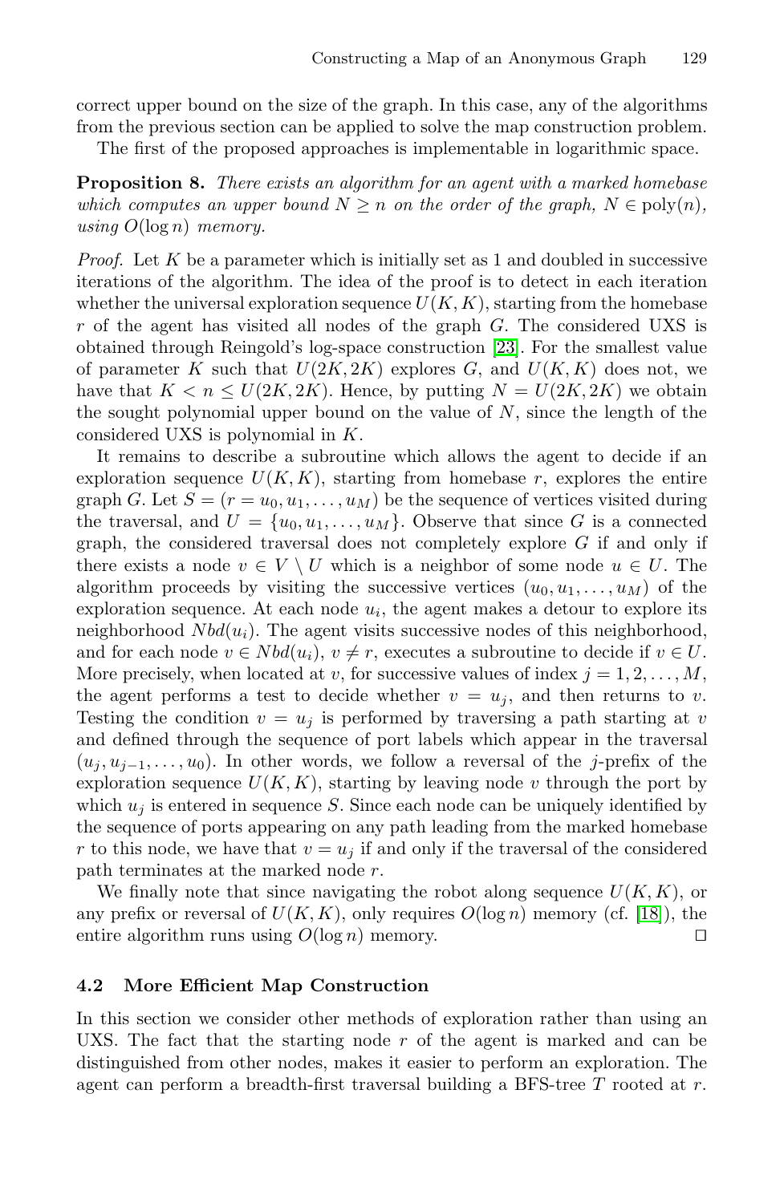correct upper bound on the size of the graph. In this case, any of the algorithms from the previous section can be applied to solve the map construction problem.

The first of the proposed approaches is implementable in logarithmic space.

**Proposition 8.** *There exists an algorithm for an agent with a marked homebase which computes an upper bound $N \geq n$ on the order of the graph, $N \in \text{poly}(n)$, using $O(\log n)$ memory.*

*Proof.* Let $K$ be a parameter which is initially set as 1 and doubled in successive iterations of the algorithm. The idea of the proof is to detect in each iteration whether the universal exploration sequence $U(K, K)$, starting from the homebase $r$ of the agent has visited all nodes of the graph $G$. The considered UXS is obtained through Reingold's log-space construction [23]. For the smallest value of parameter $K$ such that $U(2K, 2K)$ explores $G$, and $U(K, K)$ does not, we have that $K < n \leq U(2K, 2K)$. Hence, by putting $N = U(2K, 2K)$ we obtain the sought polynomial upper bound on the value of $N$, since the length of the considered UXS is polynomial in $K$.

It remains to describe a subroutine which allows the agent to decide if an exploration sequence $U(K, K)$, starting from homebase $r$, explores the entire graph $G$. Let $S = (r = u_0, u_1, \ldots, u_M)$ be the sequence of vertices visited during the traversal, and $U = \{u_0, u_1, \ldots, u_M\}$. Observe that since $G$ is a connected graph, the considered traversal does not completely explore $G$ if and only if there exists a node $v \in V \setminus U$ which is a neighbor of some node $u \in U$. The algorithm proceeds by visiting the successive vertices $(u_0, u_1, \ldots, u_M)$ of the exploration sequence. At each node $u_i$, the agent makes a detour to explore its neighborhood $Nbd(u_i)$. The agent visits successive nodes of this neighborhood, and for each node $v \in Nbd(u_i)$, $v \neq r$, executes a subroutine to decide if $v \in U$. More precisely, when located at $v$, for successive values of index $j = 1, 2, \ldots, M$, the agent performs a test to decide whether $v = u_j$, and then returns to $v$. Testing the condition $v = u_j$ is performed by traversing a path starting at $v$ and defined through the sequence of port labels which appear in the traversal $(u_j, u_{j-1}, \ldots, u_0)$. In other words, we follow a reversal of the $j$-prefix of the exploration sequence $U(K, K)$, starting by leaving node $v$ through the port by which $u_j$ is entered in sequence $S$. Since each node can be uniquely identified by the sequence of ports appearing on any path leading from the marked homebase $r$ to this node, we have that $v = u_j$ if and only if the traversal of the considered path terminates at the marked node $r$.

We finally note that since navigating the robot along sequence $U(K, K)$, or any prefix or reversal of $U(K, K)$, only requires $O(\log n)$ memory (cf. [18]), the entire algorithm runs using $O(\log n)$ memory. □

### 4.2 More Efficient Map Construction

In this section we consider other methods of exploration rather than using an UXS. The fact that the starting node $r$ of the agent is marked and can be distinguished from other nodes, makes it easier to perform an exploration. The agent can perform a breadth-first traversal building a BFS-tree $T$ rooted at $r$.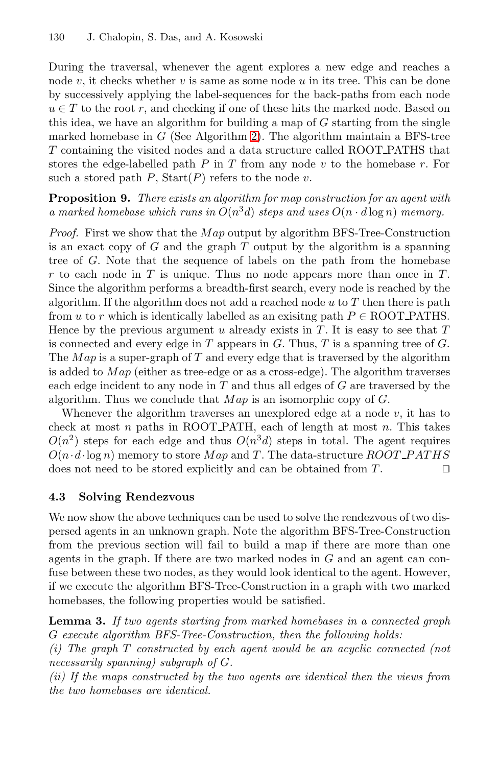During the traversal, whenever the agent explores a new edge and reaches a node $v$, it checks whether $v$ is same as some node $u$ in its tree. This can be done by successively applying the label-sequences for the back-paths from each node $u \in T$ to the root $r$, and checking if one of these hits the marked node. Based on this idea, we have an algorithm for building a map of $G$ starting from the single marked homebase in $G$ (See Algorithm 2). The algorithm maintain a BFS-tree $T$ containing the visited nodes and a data structure called ROOT_PATHS that stores the edge-labelled path $P$ in $T$ from any node $v$ to the homebase $r$. For such a stored path $P$, Start($P$) refers to the node $v$.

**Proposition 9.** *There exists an algorithm for map construction for an agent with a marked homebase which runs in $O(n^3 d)$ steps and uses $O(n \cdot d \log n)$ memory.*

*Proof.* First we show that the $Map$ output by algorithm BFS-Tree-Construction is an exact copy of $G$ and the graph $T$ output by the algorithm is a spanning tree of $G$. Note that the sequence of labels on the path from the homebase $r$ to each node in $T$ is unique. Thus no node appears more than once in $T$. Since the algorithm performs a breadth-first search, every node is reached by the algorithm. If the algorithm does not add a reached node $u$ to $T$ then there is path from $u$ to $r$ which is identically labelled as an exisitng path $P \in$ ROOT_PATHS. Hence by the previous argument $u$ already exists in $T$. It is easy to see that $T$ is connected and every edge in $T$ appears in $G$. Thus, $T$ is a spanning tree of $G$. The $Map$ is a super-graph of $T$ and every edge that is traversed by the algorithm is added to $Map$ (either as tree-edge or as a cross-edge). The algorithm traverses each edge incident to any node in $T$ and thus all edges of $G$ are traversed by the algorithm. Thus we conclude that $Map$ is an isomorphic copy of $G$.

Whenever the algorithm traverses an unexplored edge at a node $v$, it has to check at most $n$ paths in ROOT_PATH, each of length at most $n$. This takes $O(n^2)$ steps for each edge and thus $O(n^3 d)$ steps in total. The agent requires $O(n \cdot d \cdot \log n)$ memory to store $Map$ and $T$. The data-structure *ROOT_PATHS* does not need to be stored explicitly and can be obtained from $T$. □

### 4.3 Solving Rendezvous

We now show the above techniques can be used to solve the rendezvous of two dispersed agents in an unknown graph. Note the algorithm BFS-Tree-Construction from the previous section will fail to build a map if there are more than one agents in the graph. If there are two marked nodes in $G$ and an agent can confuse between these two nodes, as they would look identical to the agent. However, if we execute the algorithm BFS-Tree-Construction in a graph with two marked homebases, the following properties would be satisfied.

**Lemma 3.** *If two agents starting from marked homebases in a connected graph $G$ execute algorithm BFS-Tree-Construction, then the following holds:*
*(i) The graph $T$ constructed by each agent would be an acyclic connected (not necessarily spanning) subgraph of $G$.*
*(ii) If the maps constructed by the two agents are identical then the views from the two homebases are identical.*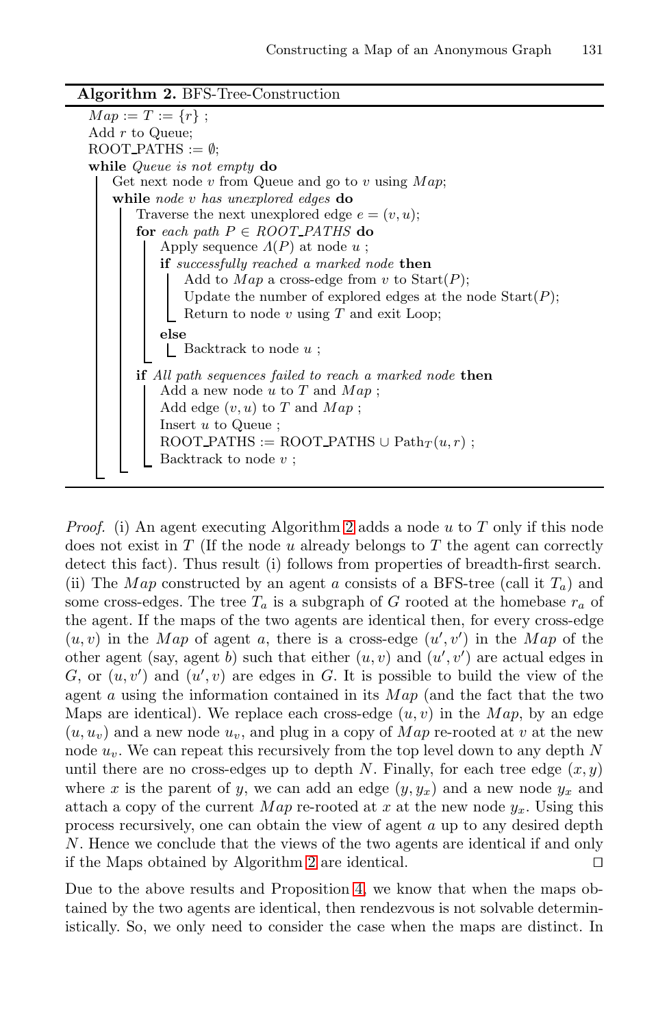**Algorithm 2.** BFS-Tree-Construction

```
Map := T := {r} ;
Add r to Queue;
ROOT_PATHS := ∅;
while Queue is not empty do
    Get next node v from Queue and go to v using Map;
    while node v has unexplored edges do
        Traverse the next unexplored edge e = (v, u);
        for each path P ∈ ROOT_PATHS do
            Apply sequence Λ(P) at node u ;
            if successfully reached a marked node then
                Add to Map a cross-edge from v to Start(P);
                Update the number of explored edges at the node Start(P);
                Return to node v using T and exit Loop;
            else
                Backtrack to node u ;
        if All path sequences failed to reach a marked node then
            Add a new node u to T and Map ;
            Add edge (v, u) to T and Map ;
            Insert u to Queue ;
            ROOT_PATHS := ROOT_PATHS ∪ Path_T(u, r) ;
            Backtrack to node v ;
```

*Proof.* (i) An agent executing Algorithm 2 adds a node $u$ to $T$ only if this node does not exist in $T$ (If the node $u$ already belongs to $T$ the agent can correctly detect this fact). Thus result (i) follows from properties of breadth-first search. (ii) The $Map$ constructed by an agent $a$ consists of a BFS-tree (call it $T_a$) and some cross-edges. The tree $T_a$ is a subgraph of $G$ rooted at the homebase $r_a$ of the agent. If the maps of the two agents are identical then, for every cross-edge $(u, v)$ in the $Map$ of agent $a$, there is a cross-edge $(u', v')$ in the $Map$ of the other agent (say, agent $b$) such that either $(u, v)$ and $(u', v')$ are actual edges in $G$, or $(u, v')$ and $(u', v)$ are edges in $G$. It is possible to build the view of the agent $a$ using the information contained in its $Map$ (and the fact that the two Maps are identical). We replace each cross-edge $(u, v)$ in the $Map$, by an edge $(u, u_v)$ and a new node $u_v$, and plug in a copy of $Map$ re-rooted at $v$ at the new node $u_v$. We can repeat this recursively from the top level down to any depth $N$ until there are no cross-edges up to depth $N$. Finally, for each tree edge $(x, y)$ where $x$ is the parent of $y$, we can add an edge $(y, y_x)$ and a new node $y_x$ and attach a copy of the current $Map$ re-rooted at $x$ at the new node $y_x$. Using this process recursively, one can obtain the view of agent $a$ up to any desired depth $N$. Hence we conclude that the views of the two agents are identical if and only if the Maps obtained by Algorithm 2 are identical. □

Due to the above results and Proposition 4, we know that when the maps obtained by the two agents are identical, then rendezvous is not solvable deterministically. So, we only need to consider the case when the maps are distinct. In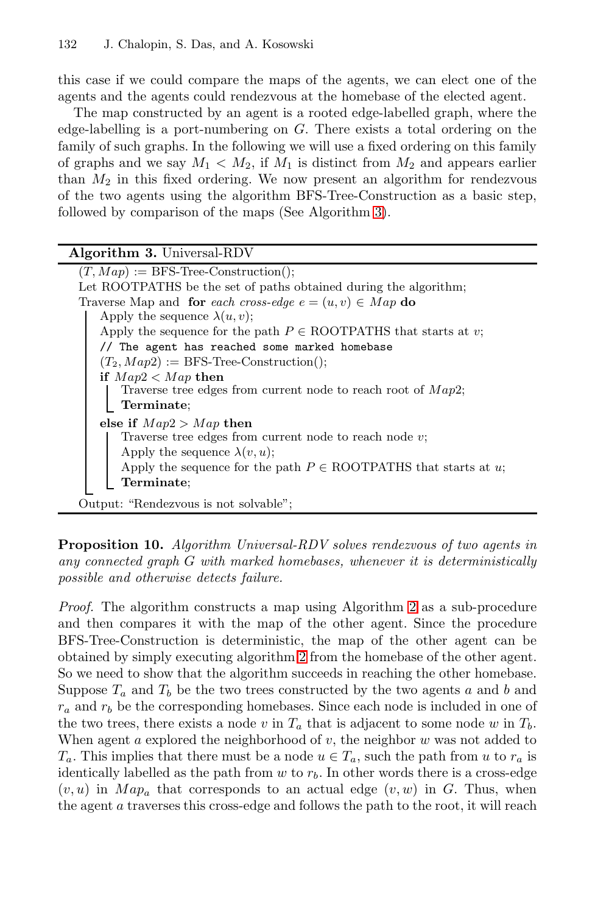this case if we could compare the maps of the agents, we can elect one of the agents and the agents could rendezvous at the homebase of the elected agent.

The map constructed by an agent is a rooted edge-labelled graph, where the edge-labelling is a port-numbering on $G$. There exists a total ordering on the family of such graphs. In the following we will use a fixed ordering on this family of graphs and we say $M_1 < M_2$, if $M_1$ is distinct from $M_2$ and appears earlier than $M_2$ in this fixed ordering. We now present an algorithm for rendezvous of the two agents using the algorithm BFS-Tree-Construction as a basic step, followed by comparison of the maps (See Algorithm 3).

**Algorithm 3.** Universal-RDV

```
(T, Map) := BFS-Tree-Construction();
Let ROOTPATHS be the set of paths obtained during the algorithm;
Traverse Map and for each cross-edge e = (u, v) ∈ Map do
    Apply the sequence λ(u, v);
    Apply the sequence for the path P ∈ ROOTPATHS that starts at v;
    // The agent has reached some marked homebase
    (T2, Map2) := BFS-Tree-Construction();
    if Map2 < Map then
        Traverse tree edges from current node to reach root of Map2;
        Terminate;
    else if Map2 > Map then
        Traverse tree edges from current node to reach node v;
        Apply the sequence λ(v, u);
        Apply the sequence for the path P ∈ ROOTPATHS that starts at u;
        Terminate;
Output: "Rendezvous is not solvable";
```

**Proposition 10.** *Algorithm Universal-RDV solves rendezvous of two agents in any connected graph $G$ with marked homebases, whenever it is deterministically possible and otherwise detects failure.*

*Proof.* The algorithm constructs a map using Algorithm 2 as a sub-procedure and then compares it with the map of the other agent. Since the procedure BFS-Tree-Construction is deterministic, the map of the other agent can be obtained by simply executing algorithm 2 from the homebase of the other agent. So we need to show that the algorithm succeeds in reaching the other homebase. Suppose $T_a$ and $T_b$ be the two trees constructed by the two agents $a$ and $b$ and $r_a$ and $r_b$ be the corresponding homebases. Since each node is included in one of the two trees, there exists a node $v$ in $T_a$ that is adjacent to some node $w$ in $T_b$. When agent $a$ explored the neighborhood of $v$, the neighbor $w$ was not added to $T_a$. This implies that there must be a node $u \in T_a$, such the path from $u$ to $r_a$ is identically labelled as the path from $w$ to $r_b$. In other words there is a cross-edge $(v, u)$ in $Map_a$ that corresponds to an actual edge $(v, w)$ in $G$. Thus, when the agent $a$ traverses this cross-edge and follows the path to the root, it will reach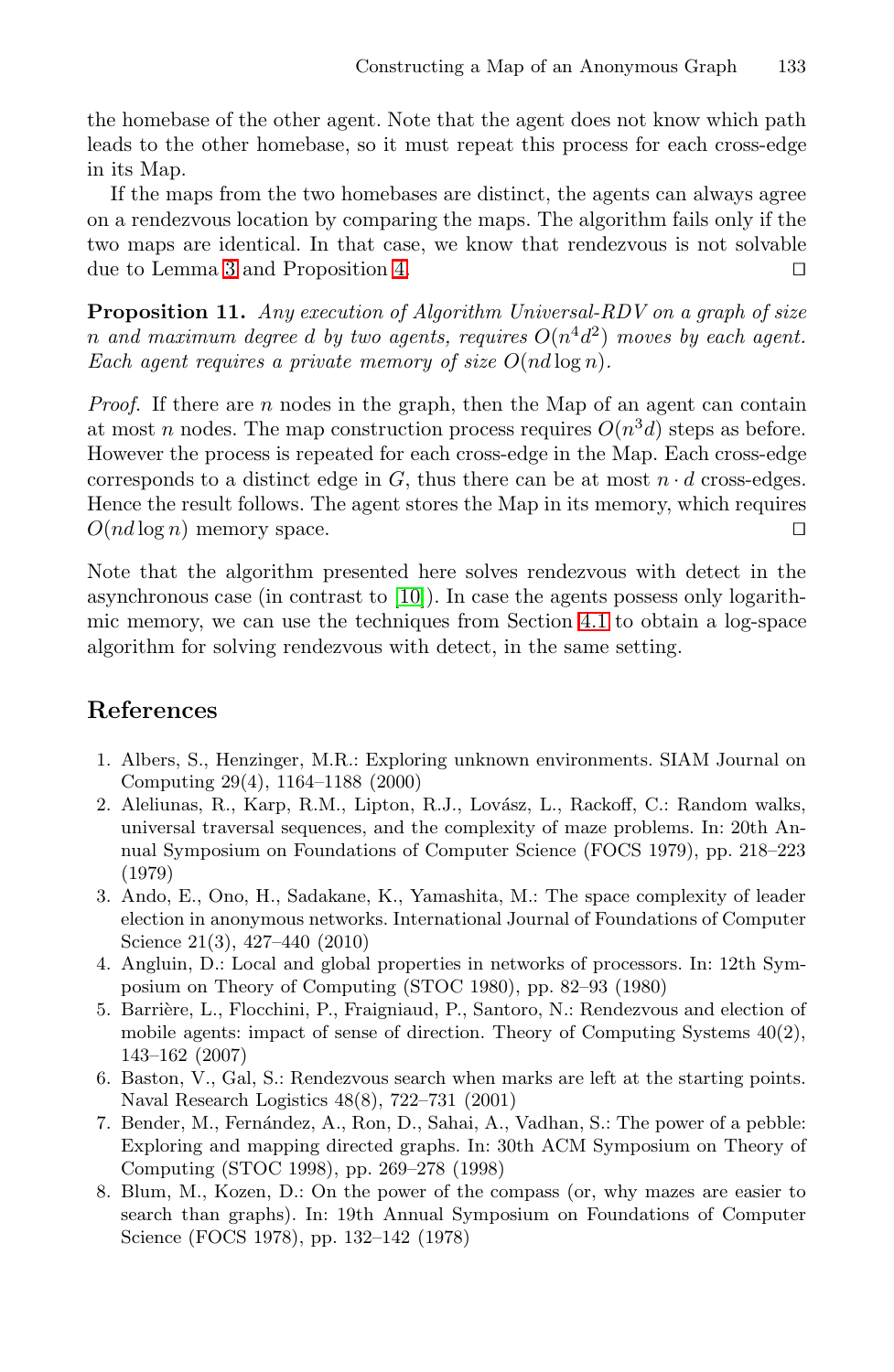the homebase of the other agent. Note that the agent does not know which path leads to the other homebase, so it must repeat this process for each cross-edge in its Map.

If the maps from the two homebases are distinct, the agents can always agree on a rendezvous location by comparing the maps. The algorithm fails only if the two maps are identical. In that case, we know that rendezvous is not solvable due to Lemma 3 and Proposition 4. □

**Proposition 11.** *Any execution of Algorithm Universal-RDV on a graph of size $n$ and maximum degree $d$ by two agents, requires $O(n^4 d^2)$ moves by each agent. Each agent requires a private memory of size $O(nd \log n)$.*

*Proof.* If there are $n$ nodes in the graph, then the Map of an agent can contain at most $n$ nodes. The map construction process requires $O(n^3 d)$ steps as before. However the process is repeated for each cross-edge in the Map. Each cross-edge corresponds to a distinct edge in $G$, thus there can be at most $n \cdot d$ cross-edges. Hence the result follows. The agent stores the Map in its memory, which requires $O(nd \log n)$ memory space. □

Note that the algorithm presented here solves rendezvous with detect in the asynchronous case (in contrast to [10]). In case the agents possess only logarithmic memory, we can use the techniques from Section 4.1 to obtain a log-space algorithm for solving rendezvous with detect, in the same setting.

## References

1. Albers, S., Henzinger, M.R.: Exploring unknown environments. SIAM Journal on Computing 29(4), 1164–1188 (2000)
2. Aleliunas, R., Karp, R.M., Lipton, R.J., Lovász, L., Rackoff, C.: Random walks, universal traversal sequences, and the complexity of maze problems. In: 20th Annual Symposium on Foundations of Computer Science (FOCS 1979), pp. 218–223 (1979)
3. Ando, E., Ono, H., Sadakane, K., Yamashita, M.: The space complexity of leader election in anonymous networks. International Journal of Foundations of Computer Science 21(3), 427–440 (2010)
4. Angluin, D.: Local and global properties in networks of processors. In: 12th Symposium on Theory of Computing (STOC 1980), pp. 82–93 (1980)
5. Barrière, L., Flocchini, P., Fraigniaud, P., Santoro, N.: Rendezvous and election of mobile agents: impact of sense of direction. Theory of Computing Systems 40(2), 143–162 (2007)
6. Baston, V., Gal, S.: Rendezvous search when marks are left at the starting points. Naval Research Logistics 48(8), 722–731 (2001)
7. Bender, M., Fernández, A., Ron, D., Sahai, A., Vadhan, S.: The power of a pebble: Exploring and mapping directed graphs. In: 30th ACM Symposium on Theory of Computing (STOC 1998), pp. 269–278 (1998)
8. Blum, M., Kozen, D.: On the power of the compass (or, why mazes are easier to search than graphs). In: 19th Annual Symposium on Foundations of Computer Science (FOCS 1978), pp. 132–142 (1978)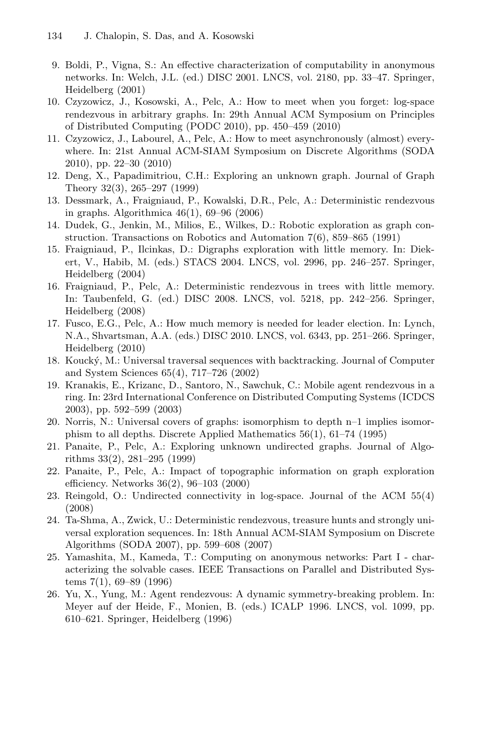9. Boldi, P., Vigna, S.: An effective characterization of computability in anonymous networks. In: Welch, J.L. (ed.) DISC 2001. LNCS, vol. 2180, pp. 33–47. Springer, Heidelberg (2001)
10. Czyzowicz, J., Kosowski, A., Pelc, A.: How to meet when you forget: log-space rendezvous in arbitrary graphs. In: 29th Annual ACM Symposium on Principles of Distributed Computing (PODC 2010), pp. 450–459 (2010)
11. Czyzowicz, J., Labourel, A., Pelc, A.: How to meet asynchronously (almost) everywhere. In: 21st Annual ACM-SIAM Symposium on Discrete Algorithms (SODA 2010), pp. 22–30 (2010)
12. Deng, X., Papadimitriou, C.H.: Exploring an unknown graph. Journal of Graph Theory 32(3), 265–297 (1999)
13. Dessmark, A., Fraigniaud, P., Kowalski, D.R., Pelc, A.: Deterministic rendezvous in graphs. Algorithmica 46(1), 69–96 (2006)
14. Dudek, G., Jenkin, M., Milios, E., Wilkes, D.: Robotic exploration as graph construction. Transactions on Robotics and Automation 7(6), 859–865 (1991)
15. Fraigniaud, P., Ilcinkas, D.: Digraphs exploration with little memory. In: Diekert, V., Habib, M. (eds.) STACS 2004. LNCS, vol. 2996, pp. 246–257. Springer, Heidelberg (2004)
16. Fraigniaud, P., Pelc, A.: Deterministic rendezvous in trees with little memory. In: Taubenfeld, G. (ed.) DISC 2008. LNCS, vol. 5218, pp. 242–256. Springer, Heidelberg (2008)
17. Fusco, E.G., Pelc, A.: How much memory is needed for leader election. In: Lynch, N.A., Shvartsman, A.A. (eds.) DISC 2010. LNCS, vol. 6343, pp. 251–266. Springer, Heidelberg (2010)
18. Koucký, M.: Universal traversal sequences with backtracking. Journal of Computer and System Sciences 65(4), 717–726 (2002)
19. Kranakis, E., Krizanc, D., Santoro, N., Sawchuk, C.: Mobile agent rendezvous in a ring. In: 23rd International Conference on Distributed Computing Systems (ICDCS 2003), pp. 592–599 (2003)
20. Norris, N.: Universal covers of graphs: isomorphism to depth n–1 implies isomorphism to all depths. Discrete Applied Mathematics 56(1), 61–74 (1995)
21. Panaite, P., Pelc, A.: Exploring unknown undirected graphs. Journal of Algorithms 33(2), 281–295 (1999)
22. Panaite, P., Pelc, A.: Impact of topographic information on graph exploration efficiency. Networks 36(2), 96–103 (2000)
23. Reingold, O.: Undirected connectivity in log-space. Journal of the ACM 55(4) (2008)
24. Ta-Shma, A., Zwick, U.: Deterministic rendezvous, treasure hunts and strongly universal exploration sequences. In: 18th Annual ACM-SIAM Symposium on Discrete Algorithms (SODA 2007), pp. 599–608 (2007)
25. Yamashita, M., Kameda, T.: Computing on anonymous networks: Part I - characterizing the solvable cases. IEEE Transactions on Parallel and Distributed Systems 7(1), 69–89 (1996)
26. Yu, X., Yung, M.: Agent rendezvous: A dynamic symmetry-breaking problem. In: Meyer auf der Heide, F., Monien, B. (eds.) ICALP 1996. LNCS, vol. 1099, pp. 610–621. Springer, Heidelberg (1996)